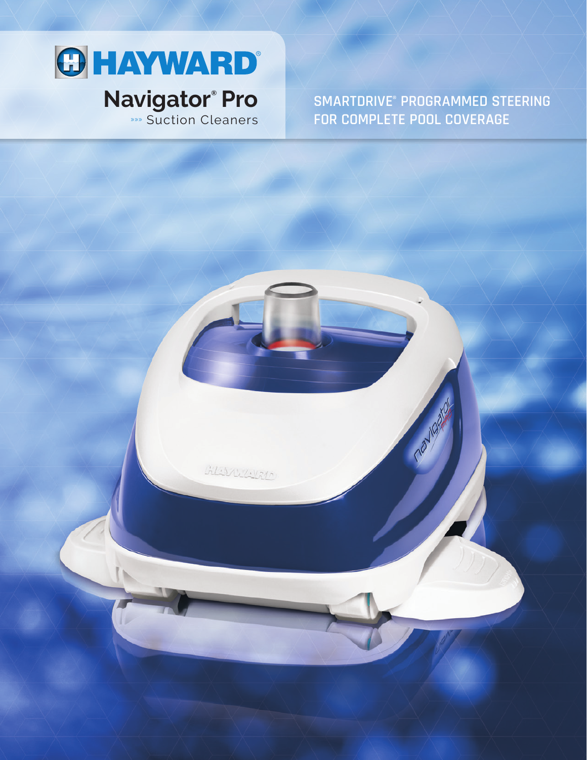# HAYWARD®

## Navigator® Pro

»»» Suction Cleaners

SMARTDRIVE® PROGRAMMED STEERING FOR COMPLETE POOL COVERAGE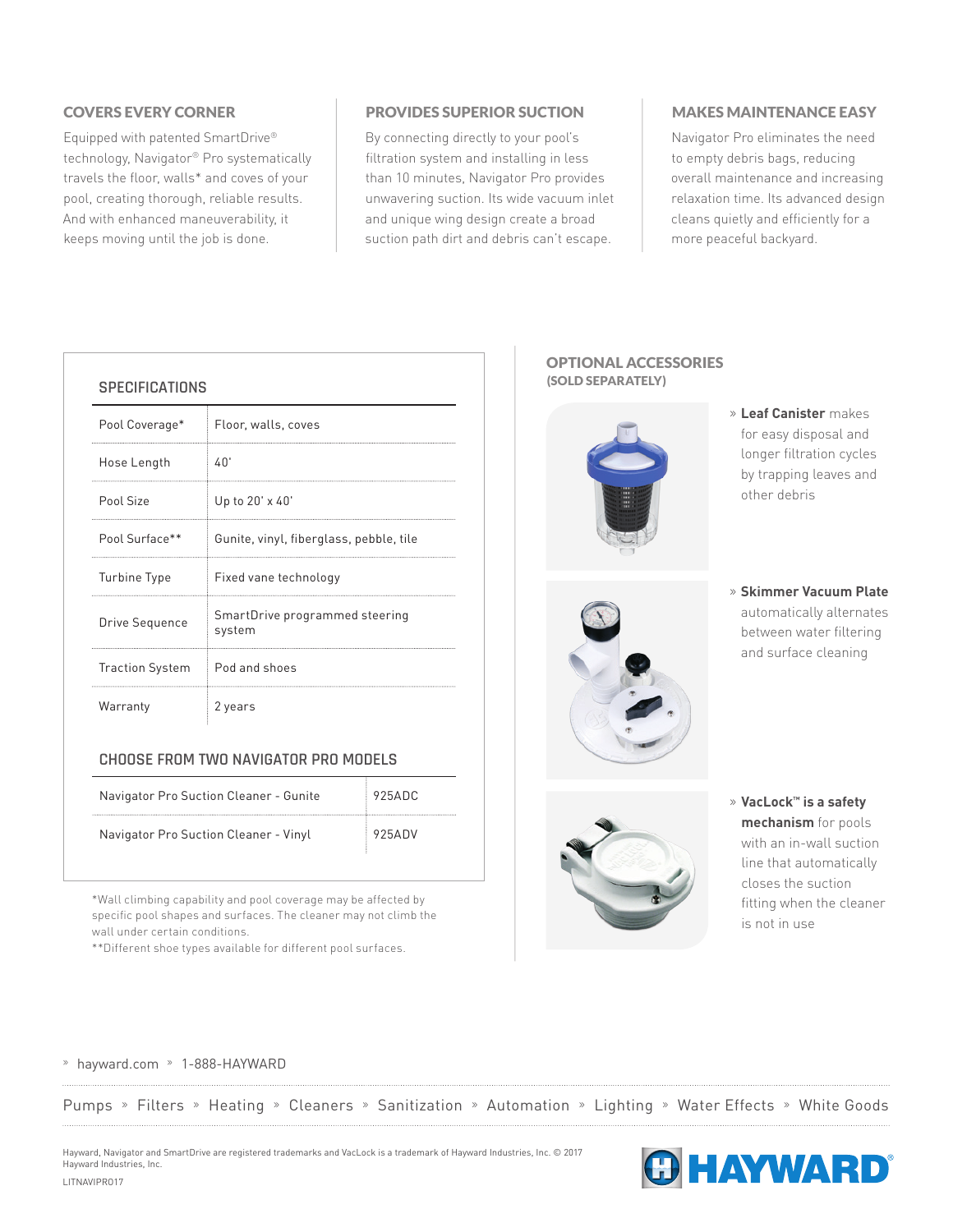## COVERS EVERY CORNER

Equipped with patented SmartDrive® technology, Navigator® Pro systematically travels the floor, walls* and coves of your pool, creating thorough, reliable results. And with enhanced maneuverability, it keeps moving until the job is done.

## PROVIDES SUPERIOR SUCTION

By connecting directly to your pool's filtration system and installing in less than 10 minutes, Navigator Pro provides unwavering suction. Its wide vacuum inlet and unique wing design create a broad suction path dirt and debris can't escape.

## MAKES MAINTENANCE EASY

Navigator Pro eliminates the need to empty debris bags, reducing overall maintenance and increasing relaxation time. Its advanced design cleans quietly and efficiently for a more peaceful backyard.

### SPECIFICATIONS

| | |
|---|---|
| Pool Coverage* | Floor, walls, coves |
| Hose Length | 40' |
| Pool Size | Up to 20' x 40' |
| Pool Surface** | Gunite, vinyl, fiberglass, pebble, tile |
| Turbine Type | Fixed vane technology |
| Drive Sequence | SmartDrive programmed steering system |
| Traction System | Pod and shoes |
| Warranty | 2 years |

### CHOOSE FROM TWO NAVIGATOR PRO MODELS

| | |
|---|---|
| Navigator Pro Suction Cleaner - Gunite | 925ADC |
| Navigator Pro Suction Cleaner - Vinyl | 925ADV |

*Wall climbing capability and pool coverage may be affected by specific pool shapes and surfaces. The cleaner may not climb the wall under certain conditions.
**Different shoe types available for different pool surfaces.

## OPTIONAL ACCESSORIES
**(SOLD SEPARATELY)**

» **Leaf Canister** makes for easy disposal and longer filtration cycles by trapping leaves and other debris

» **Skimmer Vacuum Plate** automatically alternates between water filtering and surface cleaning

» **VacLock™ is a safety mechanism** for pools with an in-wall suction line that automatically closes the suction fitting when the cleaner is not in use

» hayward.com » 1-888-HAYWARD

Pumps » Filters » Heating » Cleaners » Sanitization » Automation » Lighting » Water Effects » White Goods

Hayward, Navigator and SmartDrive are registered trademarks and VacLock is a trademark of Hayward Industries, Inc. © 2017 Hayward Industries, Inc.

LITNAVIPRO17

HAYWARD®